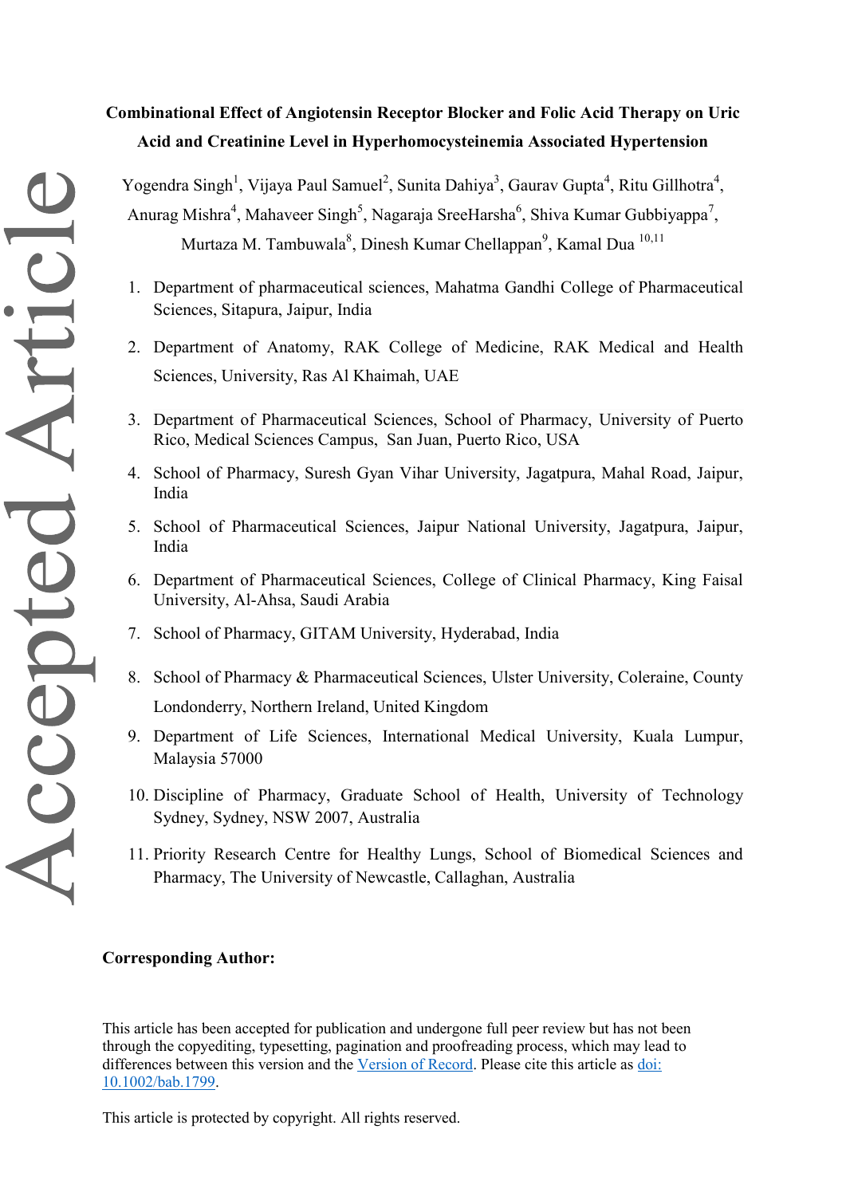# Combinational Effect of Angiotensin Receptor Blocker and Folic Acid Therapy on Uric Acid and Creatinine Level in Hyperhomocysteinemia Associated Hypertension

Yogendra Singh[1], Vijaya Paul Samuel[2], Sunita Dahiya[3], Gaurav Gupta[4], Ritu Gillhotra[4], Anurag Mishra[4], Mahaveer Singh[5], Nagaraja SreeHarsha[6], Shiva Kumar Gubbiyappa[7], Murtaza M. Tambuwala[8], Dinesh Kumar Chellappan[9], Kamal Dua [10,11]

1. Department of pharmaceutical sciences, Mahatma Gandhi College of Pharmaceutical Sciences, Sitapura, Jaipur, India
2. Department of Anatomy, RAK College of Medicine, RAK Medical and Health Sciences, University, Ras Al Khaimah, UAE
3. Department of Pharmaceutical Sciences, School of Pharmacy, University of Puerto Rico, Medical Sciences Campus, San Juan, Puerto Rico, USA
4. School of Pharmacy, Suresh Gyan Vihar University, Jagatpura, Mahal Road, Jaipur, India
5. School of Pharmaceutical Sciences, Jaipur National University, Jagatpura, Jaipur, India
6. Department of Pharmaceutical Sciences, College of Clinical Pharmacy, King Faisal University, Al-Ahsa, Saudi Arabia
7. School of Pharmacy, GITAM University, Hyderabad, India
8. School of Pharmacy & Pharmaceutical Sciences, Ulster University, Coleraine, County Londonderry, Northern Ireland, United Kingdom
9. Department of Life Sciences, International Medical University, Kuala Lumpur, Malaysia 57000
10. Discipline of Pharmacy, Graduate School of Health, University of Technology Sydney, Sydney, NSW 2007, Australia
11. Priority Research Centre for Healthy Lungs, School of Biomedical Sciences and Pharmacy, The University of Newcastle, Callaghan, Australia

**Corresponding Author:**

This article has been accepted for publication and undergone full peer review but has not been through the copyediting, typesetting, pagination and proofreading process, which may lead to differences between this version and the Version of Record. Please cite this article as doi: 10.1002/bab.1799.

This article is protected by copyright. All rights reserved.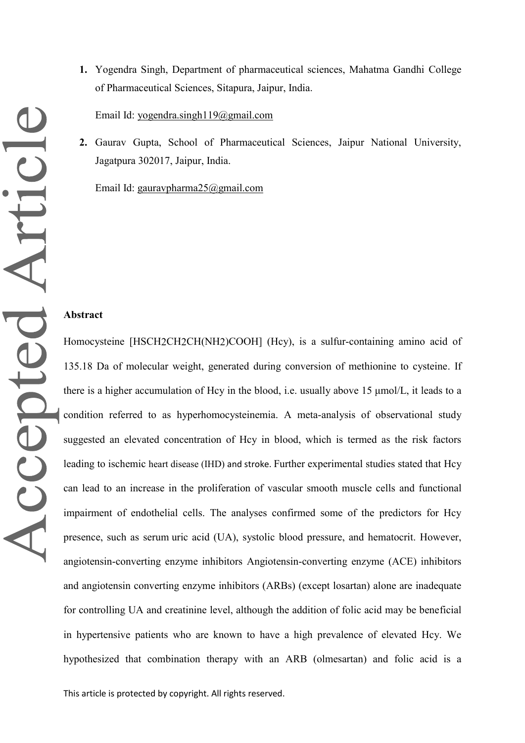1. Yogendra Singh, Department of pharmaceutical sciences, Mahatma Gandhi College of Pharmaceutical Sciences, Sitapura, Jaipur, India.

   Email Id: yogendra.singh119@gmail.com

2. Gaurav Gupta, School of Pharmaceutical Sciences, Jaipur National University, Jagatpura 302017, Jaipur, India.

   Email Id: gauravpharma25@gmail.com

**Abstract**

Homocysteine [$HSCH_2CH_2CH(NH_2)COOH$] (Hcy), is a sulfur-containing amino acid of 135.18 Da of molecular weight, generated during conversion of methionine to cysteine. If there is a higher accumulation of Hcy in the blood, i.e. usually above 15 μmol/L, it leads to a condition referred to as hyperhomocysteinemia. A meta-analysis of observational study suggested an elevated concentration of Hcy in blood, which is termed as the risk factors leading to ischemic heart disease (IHD) and stroke. Further experimental studies stated that Hcy can lead to an increase in the proliferation of vascular smooth muscle cells and functional impairment of endothelial cells. The analyses confirmed some of the predictors for Hcy presence, such as serum uric acid (UA), systolic blood pressure, and hematocrit. However, angiotensin-converting enzyme inhibitors Angiotensin-converting enzyme (ACE) inhibitors and angiotensin converting enzyme inhibitors (ARBs) (except losartan) alone are inadequate for controlling UA and creatinine level, although the addition of folic acid may be beneficial in hypertensive patients who are known to have a high prevalence of elevated Hcy. We hypothesized that combination therapy with an ARB (olmesartan) and folic acid is a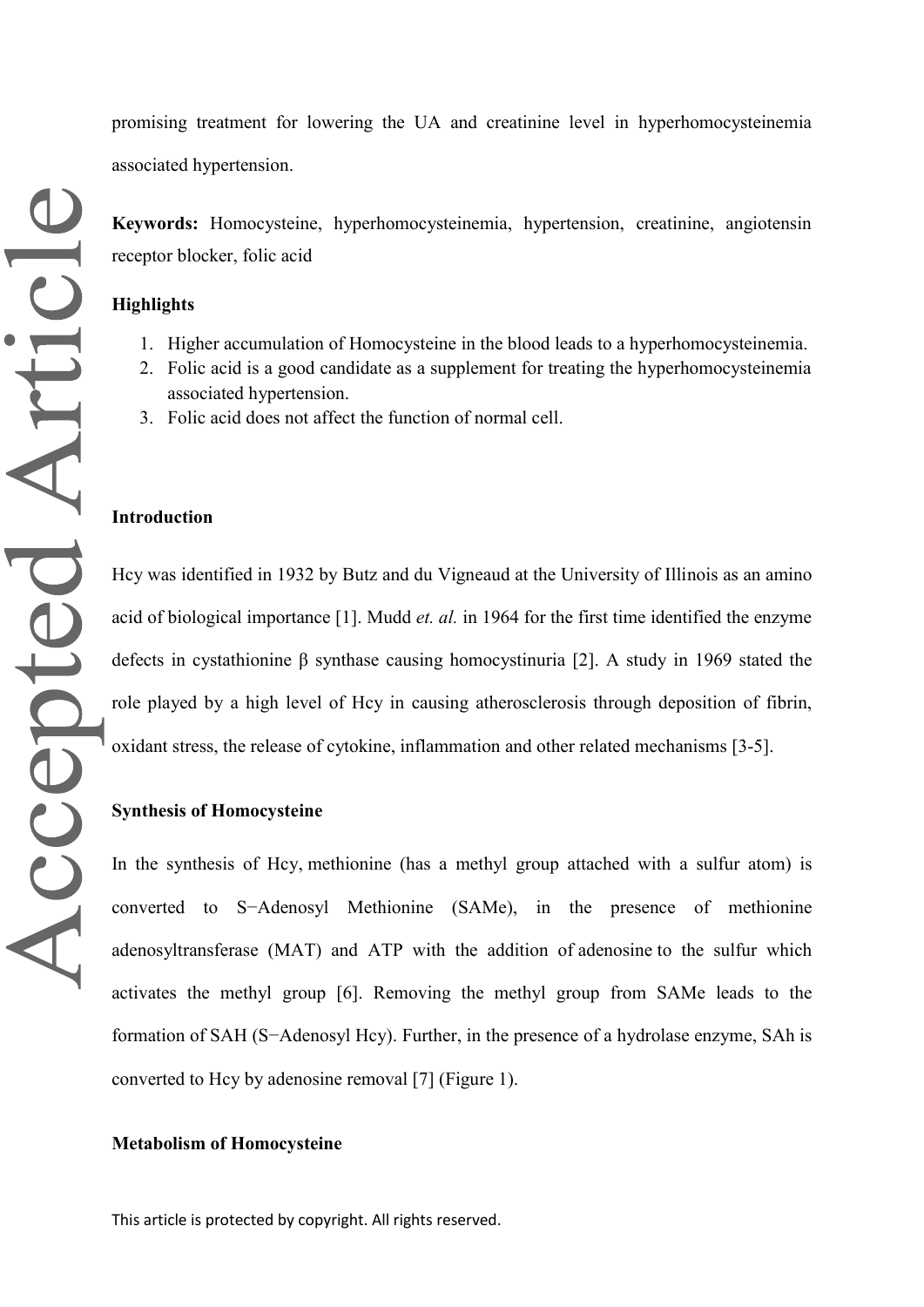promising treatment for lowering the UA and creatinine level in hyperhomocysteinemia associated hypertension.

**Keywords:** Homocysteine, hyperhomocysteinemia, hypertension, creatinine, angiotensin receptor blocker, folic acid

## Highlights

1. Higher accumulation of Homocysteine in the blood leads to a hyperhomocysteinemia.
2. Folic acid is a good candidate as a supplement for treating the hyperhomocysteinemia associated hypertension.
3. Folic acid does not affect the function of normal cell.

## Introduction

Hcy was identified in 1932 by Butz and du Vigneaud at the University of Illinois as an amino acid of biological importance [1]. Mudd *et. al.* in 1964 for the first time identified the enzyme defects in cystathionine β synthase causing homocystinuria [2]. A study in 1969 stated the role played by a high level of Hcy in causing atherosclerosis through deposition of fibrin, oxidant stress, the release of cytokine, inflammation and other related mechanisms [3-5].

## Synthesis of Homocysteine

In the synthesis of Hcy, methionine (has a methyl group attached with a sulfur atom) is converted to S−Adenosyl Methionine (SAMe), in the presence of methionine adenosyltransferase (MAT) and ATP with the addition of adenosine to the sulfur which activates the methyl group [6]. Removing the methyl group from SAMe leads to the formation of SAH (S−Adenosyl Hcy). Further, in the presence of a hydrolase enzyme, SAh is converted to Hcy by adenosine removal [7] (Figure 1).

## Metabolism of Homocysteine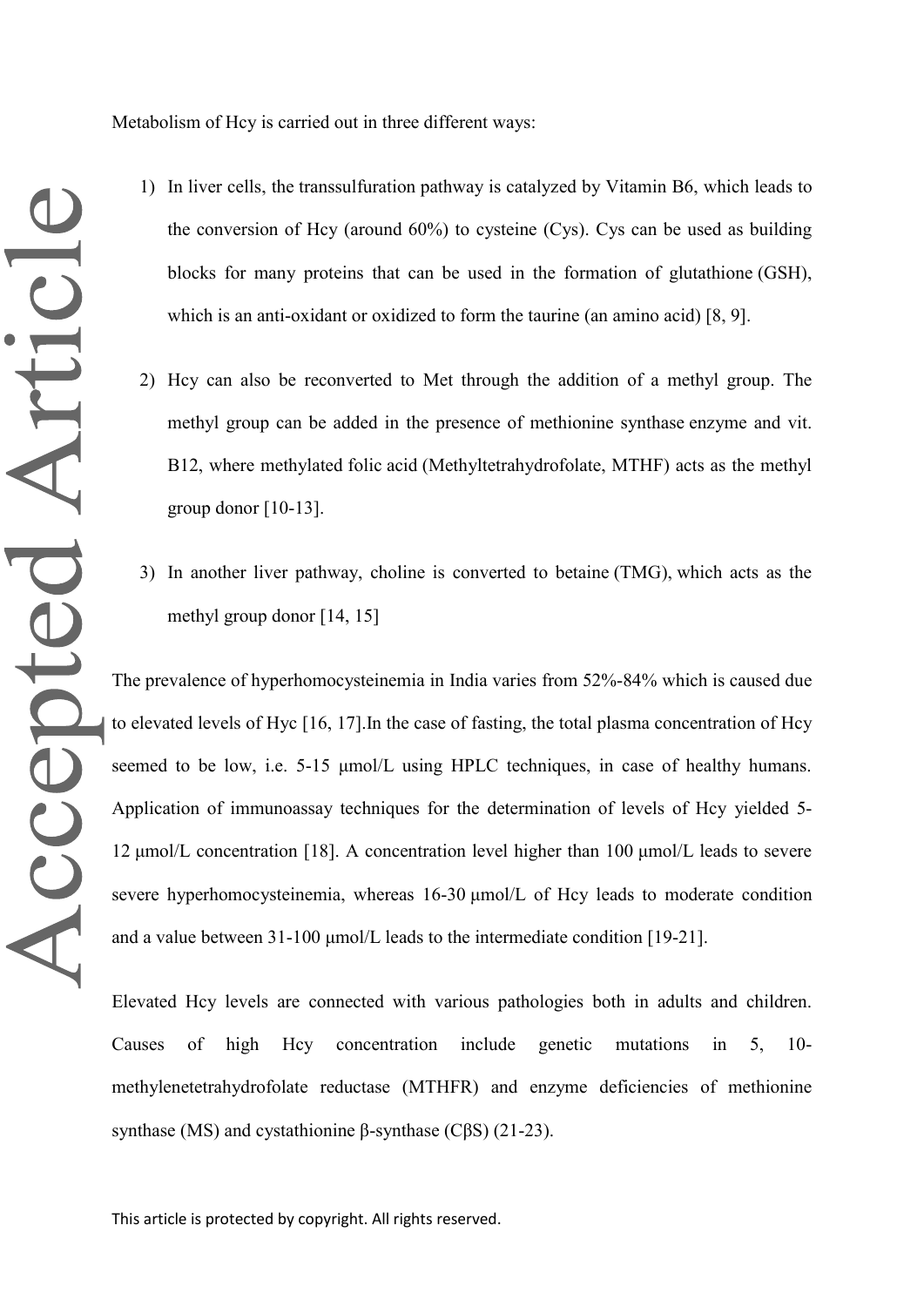Metabolism of Hcy is carried out in three different ways:

1) In liver cells, the transsulfuration pathway is catalyzed by Vitamin B6, which leads to the conversion of Hcy (around 60%) to cysteine (Cys). Cys can be used as building blocks for many proteins that can be used in the formation of glutathione (GSH), which is an anti-oxidant or oxidized to form the taurine (an amino acid) [8, 9].

2) Hcy can also be reconverted to Met through the addition of a methyl group. The methyl group can be added in the presence of methionine synthase enzyme and vit. B12, where methylated folic acid (Methyltetrahydrofolate, MTHF) acts as the methyl group donor [10-13].

3) In another liver pathway, choline is converted to betaine (TMG), which acts as the methyl group donor [14, 15]

The prevalence of hyperhomocysteinemia in India varies from 52%-84% which is caused due to elevated levels of Hyc [16, 17].In the case of fasting, the total plasma concentration of Hcy seemed to be low, i.e. 5-15 μmol/L using HPLC techniques, in case of healthy humans. Application of immunoassay techniques for the determination of levels of Hcy yielded 5-12 μmol/L concentration [18]. A concentration level higher than 100 μmol/L leads to severe severe hyperhomocysteinemia, whereas 16-30 μmol/L of Hcy leads to moderate condition and a value between 31-100 μmol/L leads to the intermediate condition [19-21].

Elevated Hcy levels are connected with various pathologies both in adults and children. Causes of high Hcy concentration include genetic mutations in 5, 10-methylenetetrahydrofolate reductase (MTHFR) and enzyme deficiencies of methionine synthase (MS) and cystathionine β-synthase (CβS) (21-23).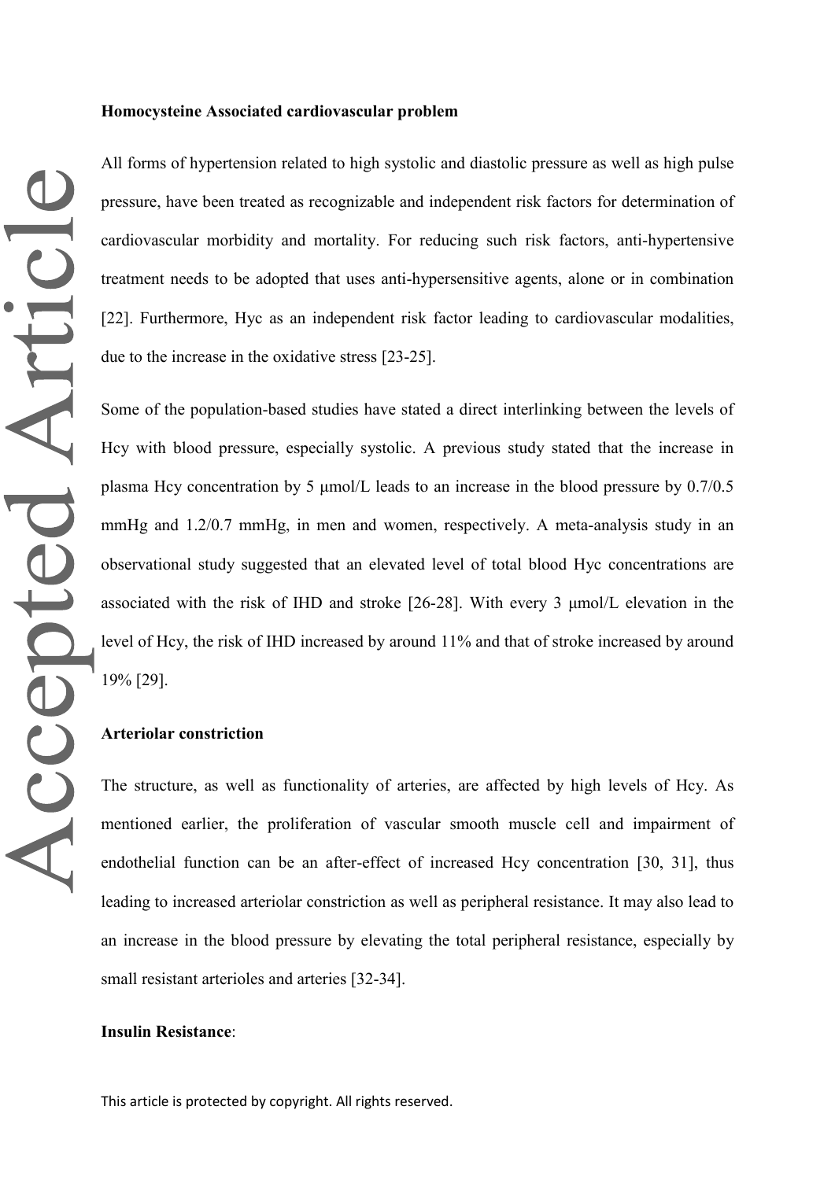**Homocysteine Associated cardiovascular problem**

All forms of hypertension related to high systolic and diastolic pressure as well as high pulse pressure, have been treated as recognizable and independent risk factors for determination of cardiovascular morbidity and mortality. For reducing such risk factors, anti-hypertensive treatment needs to be adopted that uses anti-hypersensitive agents, alone or in combination [22]. Furthermore, Hyc as an independent risk factor leading to cardiovascular modalities, due to the increase in the oxidative stress [23-25].

Some of the population-based studies have stated a direct interlinking between the levels of Hcy with blood pressure, especially systolic. A previous study stated that the increase in plasma Hcy concentration by 5 μmol/L leads to an increase in the blood pressure by 0.7/0.5 mmHg and 1.2/0.7 mmHg, in men and women, respectively. A meta-analysis study in an observational study suggested that an elevated level of total blood Hyc concentrations are associated with the risk of IHD and stroke [26-28]. With every 3 μmol/L elevation in the level of Hcy, the risk of IHD increased by around 11% and that of stroke increased by around 19% [29].

**Arteriolar constriction**

The structure, as well as functionality of arteries, are affected by high levels of Hcy. As mentioned earlier, the proliferation of vascular smooth muscle cell and impairment of endothelial function can be an after-effect of increased Hcy concentration [30, 31], thus leading to increased arteriolar constriction as well as peripheral resistance. It may also lead to an increase in the blood pressure by elevating the total peripheral resistance, especially by small resistant arterioles and arteries [32-34].

**Insulin Resistance**: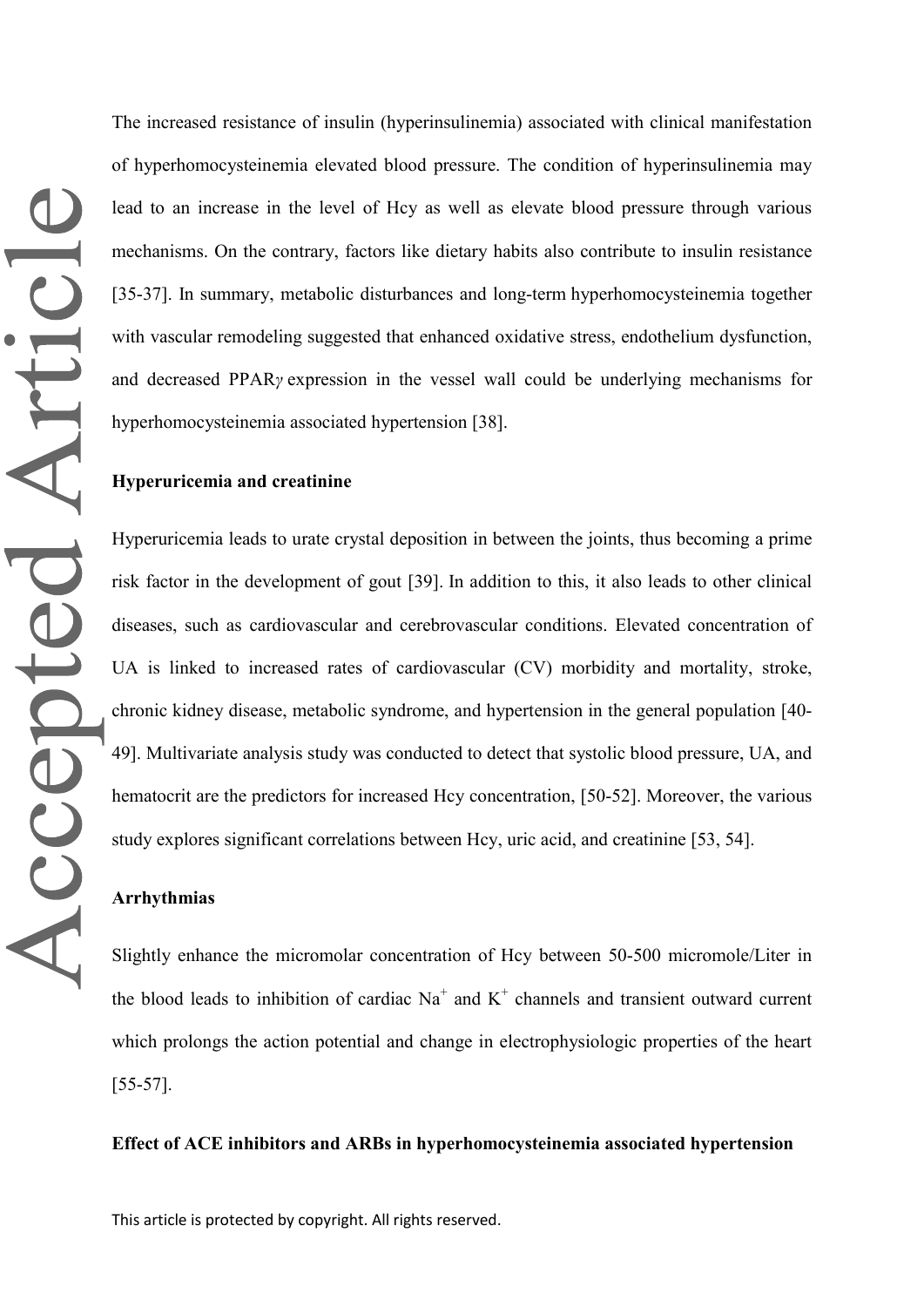The increased resistance of insulin (hyperinsulinemia) associated with clinical manifestation of hyperhomocysteinemia elevated blood pressure. The condition of hyperinsulinemia may lead to an increase in the level of Hcy as well as elevate blood pressure through various mechanisms. On the contrary, factors like dietary habits also contribute to insulin resistance [35-37]. In summary, metabolic disturbances and long-term hyperhomocysteinemia together with vascular remodeling suggested that enhanced oxidative stress, endothelium dysfunction, and decreased PPAR*γ* expression in the vessel wall could be underlying mechanisms for hyperhomocysteinemia associated hypertension [38].

**Hyperuricemia and creatinine**

Hyperuricemia leads to urate crystal deposition in between the joints, thus becoming a prime risk factor in the development of gout [39]. In addition to this, it also leads to other clinical diseases, such as cardiovascular and cerebrovascular conditions. Elevated concentration of UA is linked to increased rates of cardiovascular (CV) morbidity and mortality, stroke, chronic kidney disease, metabolic syndrome, and hypertension in the general population [40-49]. Multivariate analysis study was conducted to detect that systolic blood pressure, UA, and hematocrit are the predictors for increased Hcy concentration, [50-52]. Moreover, the various study explores significant correlations between Hcy, uric acid, and creatinine [53, 54].

**Arrhythmias**

Slightly enhance the micromolar concentration of Hcy between 50-500 micromole/Liter in the blood leads to inhibition of cardiac $Na^+$ and $K^+$ channels and transient outward current which prolongs the action potential and change in electrophysiologic properties of the heart [55-57].

**Effect of ACE inhibitors and ARBs in hyperhomocysteinemia associated hypertension**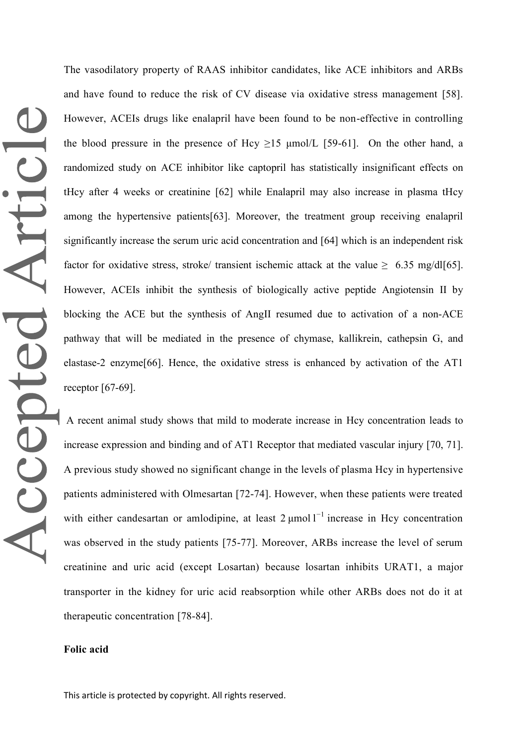The vasodilatory property of RAAS inhibitor candidates, like ACE inhibitors and ARBs and have found to reduce the risk of CV disease via oxidative stress management [58]. However, ACEIs drugs like enalapril have been found to be non-effective in controlling the blood pressure in the presence of Hcy ≥15 μmol/L [59-61]. On the other hand, a randomized study on ACE inhibitor like captopril has statistically insignificant effects on tHcy after 4 weeks or creatinine [62] while Enalapril may also increase in plasma tHcy among the hypertensive patients[63]. Moreover, the treatment group receiving enalapril significantly increase the serum uric acid concentration and [64] which is an independent risk factor for oxidative stress, stroke/ transient ischemic attack at the value ≥ 6.35 mg/dl[65]. However, ACEIs inhibit the synthesis of biologically active peptide Angiotensin II by blocking the ACE but the synthesis of AngII resumed due to activation of a non-ACE pathway that will be mediated in the presence of chymase, kallikrein, cathepsin G, and elastase-2 enzyme[66]. Hence, the oxidative stress is enhanced by activation of the AT1 receptor [67-69].

A recent animal study shows that mild to moderate increase in Hcy concentration leads to increase expression and binding and of AT1 Receptor that mediated vascular injury [70, 71]. A previous study showed no significant change in the levels of plasma Hcy in hypertensive patients administered with Olmesartan [72-74]. However, when these patients were treated with either candesartan or amlodipine, at least 2 $\mu mol\,l^{-1}$ increase in Hcy concentration was observed in the study patients [75-77]. Moreover, ARBs increase the level of serum creatinine and uric acid (except Losartan) because losartan inhibits URAT1, a major transporter in the kidney for uric acid reabsorption while other ARBs does not do it at therapeutic concentration [78-84].

**Folic acid**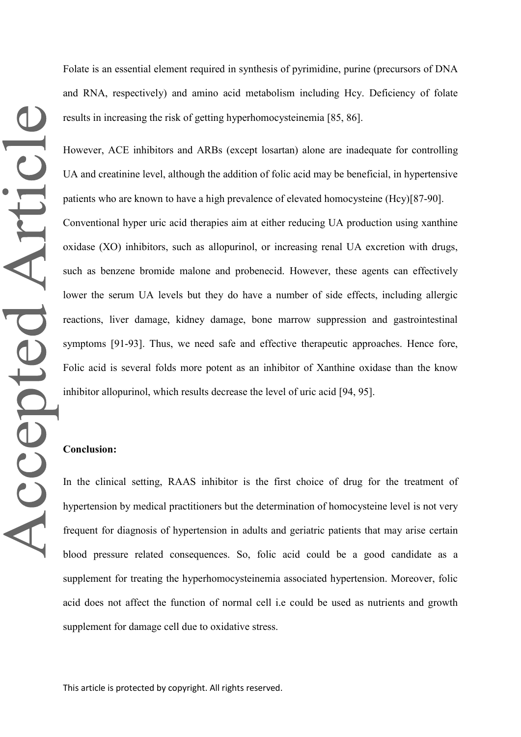Folate is an essential element required in synthesis of pyrimidine, purine (precursors of DNA and RNA, respectively) and amino acid metabolism including Hcy. Deficiency of folate results in increasing the risk of getting hyperhomocysteinemia [85, 86].

However, ACE inhibitors and ARBs (except losartan) alone are inadequate for controlling UA and creatinine level, although the addition of folic acid may be beneficial, in hypertensive patients who are known to have a high prevalence of elevated homocysteine (Hcy)[87-90].

Conventional hyper uric acid therapies aim at either reducing UA production using xanthine oxidase (XO) inhibitors, such as allopurinol, or increasing renal UA excretion with drugs, such as benzene bromide malone and probenecid. However, these agents can effectively lower the serum UA levels but they do have a number of side effects, including allergic reactions, liver damage, kidney damage, bone marrow suppression and gastrointestinal symptoms [91-93]. Thus, we need safe and effective therapeutic approaches. Hence fore, Folic acid is several folds more potent as an inhibitor of Xanthine oxidase than the know inhibitor allopurinol, which results decrease the level of uric acid [94, 95].

**Conclusion:**

In the clinical setting, RAAS inhibitor is the first choice of drug for the treatment of hypertension by medical practitioners but the determination of homocysteine level is not very frequent for diagnosis of hypertension in adults and geriatric patients that may arise certain blood pressure related consequences. So, folic acid could be a good candidate as a supplement for treating the hyperhomocysteinemia associated hypertension. Moreover, folic acid does not affect the function of normal cell i.e could be used as nutrients and growth supplement for damage cell due to oxidative stress.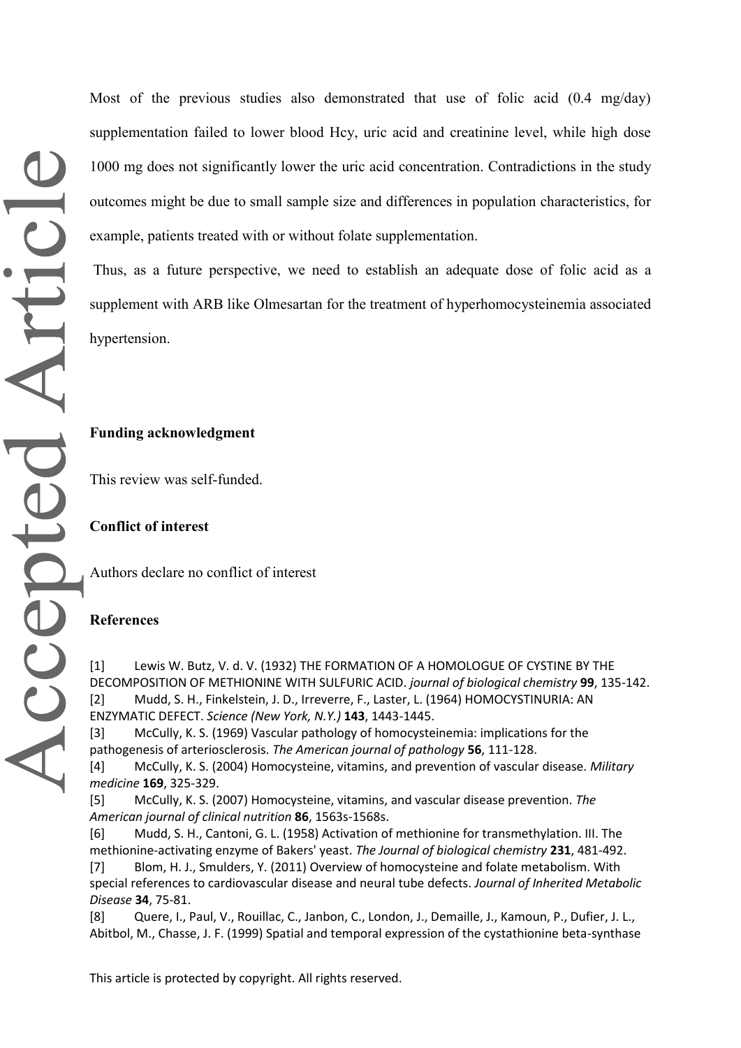Most of the previous studies also demonstrated that use of folic acid (0.4 mg/day) supplementation failed to lower blood Hcy, uric acid and creatinine level, while high dose 1000 mg does not significantly lower the uric acid concentration. Contradictions in the study outcomes might be due to small sample size and differences in population characteristics, for example, patients treated with or without folate supplementation.

Thus, as a future perspective, we need to establish an adequate dose of folic acid as a supplement with ARB like Olmesartan for the treatment of hyperhomocysteinemia associated hypertension.

**Funding acknowledgment**

This review was self-funded.

**Conflict of interest**

Authors declare no conflict of interest

**References**

[1] Lewis W. Butz, V. d. V. (1932) THE FORMATION OF A HOMOLOGUE OF CYSTINE BY THE DECOMPOSITION OF METHIONINE WITH SULFURIC ACID. *journal of biological chemistry* **99**, 135-142.

[2] Mudd, S. H., Finkelstein, J. D., Irreverre, F., Laster, L. (1964) HOMOCYSTINURIA: AN ENZYMATIC DEFECT. *Science (New York, N.Y.)* **143**, 1443-1445.

[3] McCully, K. S. (1969) Vascular pathology of homocysteinemia: implications for the pathogenesis of arteriosclerosis. *The American journal of pathology* **56**, 111-128.

[4] McCully, K. S. (2004) Homocysteine, vitamins, and prevention of vascular disease. *Military medicine* **169**, 325-329.

[5] McCully, K. S. (2007) Homocysteine, vitamins, and vascular disease prevention. *The American journal of clinical nutrition* **86**, 1563s-1568s.

[6] Mudd, S. H., Cantoni, G. L. (1958) Activation of methionine for transmethylation. III. The methionine-activating enzyme of Bakers' yeast. *The Journal of biological chemistry* **231**, 481-492.

[7] Blom, H. J., Smulders, Y. (2011) Overview of homocysteine and folate metabolism. With special references to cardiovascular disease and neural tube defects. *Journal of Inherited Metabolic Disease* **34**, 75-81.

[8] Quere, I., Paul, V., Rouillac, C., Janbon, C., London, J., Demaille, J., Kamoun, P., Dufier, J. L., Abitbol, M., Chasse, J. F. (1999) Spatial and temporal expression of the cystathionine beta-synthase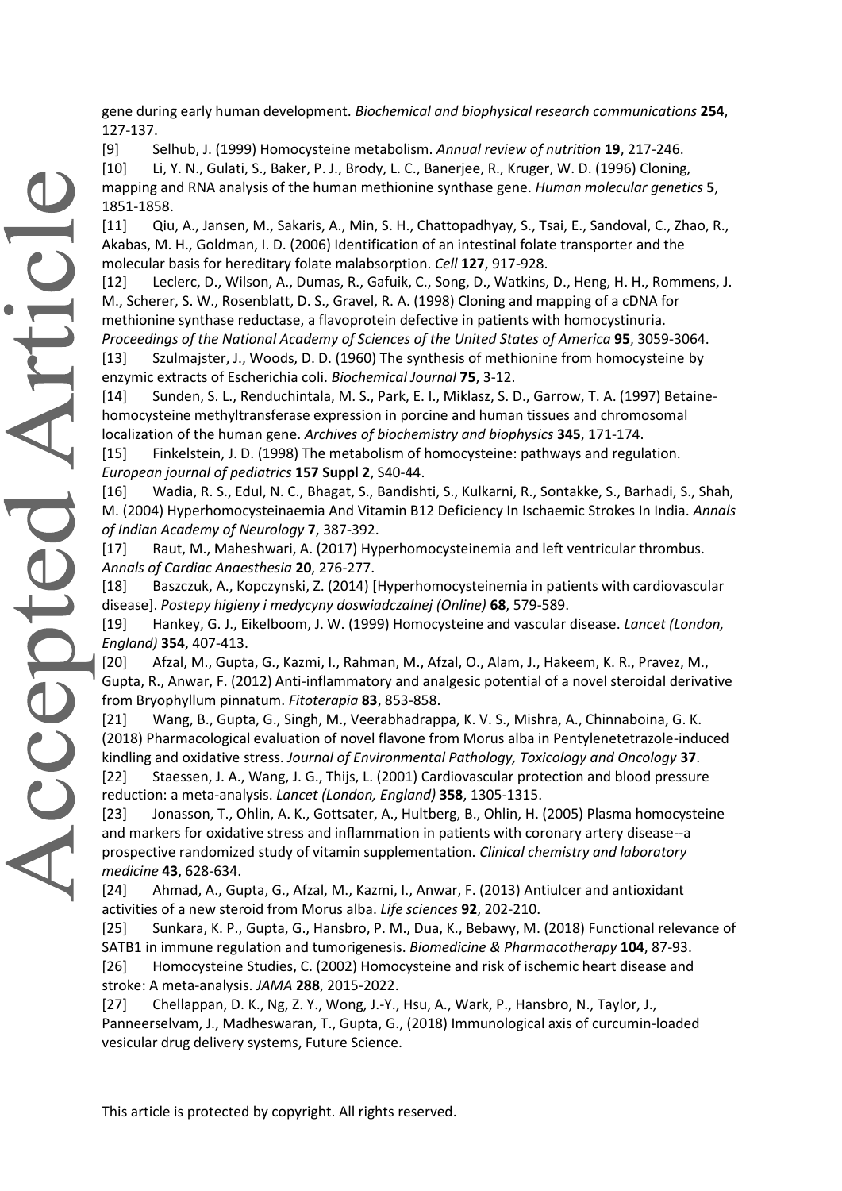gene during early human development. *Biochemical and biophysical research communications* **254**, 127-137.

[9] Selhub, J. (1999) Homocysteine metabolism. *Annual review of nutrition* **19**, 217-246.

[10] Li, Y. N., Gulati, S., Baker, P. J., Brody, L. C., Banerjee, R., Kruger, W. D. (1996) Cloning, mapping and RNA analysis of the human methionine synthase gene. *Human molecular genetics* **5**, 1851-1858.

[11] Qiu, A., Jansen, M., Sakaris, A., Min, S. H., Chattopadhyay, S., Tsai, E., Sandoval, C., Zhao, R., Akabas, M. H., Goldman, I. D. (2006) Identification of an intestinal folate transporter and the molecular basis for hereditary folate malabsorption. *Cell* **127**, 917-928.

[12] Leclerc, D., Wilson, A., Dumas, R., Gafuik, C., Song, D., Watkins, D., Heng, H. H., Rommens, J. M., Scherer, S. W., Rosenblatt, D. S., Gravel, R. A. (1998) Cloning and mapping of a cDNA for methionine synthase reductase, a flavoprotein defective in patients with homocystinuria. *Proceedings of the National Academy of Sciences of the United States of America* **95**, 3059-3064.

[13] Szulmajster, J., Woods, D. D. (1960) The synthesis of methionine from homocysteine by enzymic extracts of Escherichia coli. *Biochemical Journal* **75**, 3-12.

[14] Sunden, S. L., Renduchintala, M. S., Park, E. I., Miklasz, S. D., Garrow, T. A. (1997) Betaine-homocysteine methyltransferase expression in porcine and human tissues and chromosomal localization of the human gene. *Archives of biochemistry and biophysics* **345**, 171-174.

[15] Finkelstein, J. D. (1998) The metabolism of homocysteine: pathways and regulation. *European journal of pediatrics* **157 Suppl 2**, S40-44.

[16] Wadia, R. S., Edul, N. C., Bhagat, S., Bandishti, S., Kulkarni, R., Sontakke, S., Barhadi, S., Shah, M. (2004) Hyperhomocysteinaemia And Vitamin B12 Deficiency In Ischaemic Strokes In India. *Annals of Indian Academy of Neurology* **7**, 387-392.

[17] Raut, M., Maheshwari, A. (2017) Hyperhomocysteinemia and left ventricular thrombus. *Annals of Cardiac Anaesthesia* **20**, 276-277.

[18] Baszczuk, A., Kopczynski, Z. (2014) [Hyperhomocysteinemia in patients with cardiovascular disease]. *Postepy higieny i medycyny doswiadczalnej (Online)* **68**, 579-589.

[19] Hankey, G. J., Eikelboom, J. W. (1999) Homocysteine and vascular disease. *Lancet (London, England)* **354**, 407-413.

[20] Afzal, M., Gupta, G., Kazmi, I., Rahman, M., Afzal, O., Alam, J., Hakeem, K. R., Pravez, M., Gupta, R., Anwar, F. (2012) Anti-inflammatory and analgesic potential of a novel steroidal derivative from Bryophyllum pinnatum. *Fitoterapia* **83**, 853-858.

[21] Wang, B., Gupta, G., Singh, M., Veerabhadrappa, K. V. S., Mishra, A., Chinnaboina, G. K. (2018) Pharmacological evaluation of novel flavone from Morus alba in Pentylenetetrazole-induced kindling and oxidative stress. *Journal of Environmental Pathology, Toxicology and Oncology* **37**.

[22] Staessen, J. A., Wang, J. G., Thijs, L. (2001) Cardiovascular protection and blood pressure reduction: a meta-analysis. *Lancet (London, England)* **358**, 1305-1315.

[23] Jonasson, T., Ohlin, A. K., Gottsater, A., Hultberg, B., Ohlin, H. (2005) Plasma homocysteine and markers for oxidative stress and inflammation in patients with coronary artery disease--a prospective randomized study of vitamin supplementation. *Clinical chemistry and laboratory medicine* **43**, 628-634.

[24] Ahmad, A., Gupta, G., Afzal, M., Kazmi, I., Anwar, F. (2013) Antiulcer and antioxidant activities of a new steroid from Morus alba. *Life sciences* **92**, 202-210.

[25] Sunkara, K. P., Gupta, G., Hansbro, P. M., Dua, K., Bebawy, M. (2018) Functional relevance of SATB1 in immune regulation and tumorigenesis. *Biomedicine & Pharmacotherapy* **104**, 87-93.

[26] Homocysteine Studies, C. (2002) Homocysteine and risk of ischemic heart disease and stroke: A meta-analysis. *JAMA* **288**, 2015-2022.

[27] Chellappan, D. K., Ng, Z. Y., Wong, J.-Y., Hsu, A., Wark, P., Hansbro, N., Taylor, J., Panneerselvam, J., Madheswaran, T., Gupta, G., (2018) Immunological axis of curcumin-loaded vesicular drug delivery systems, Future Science.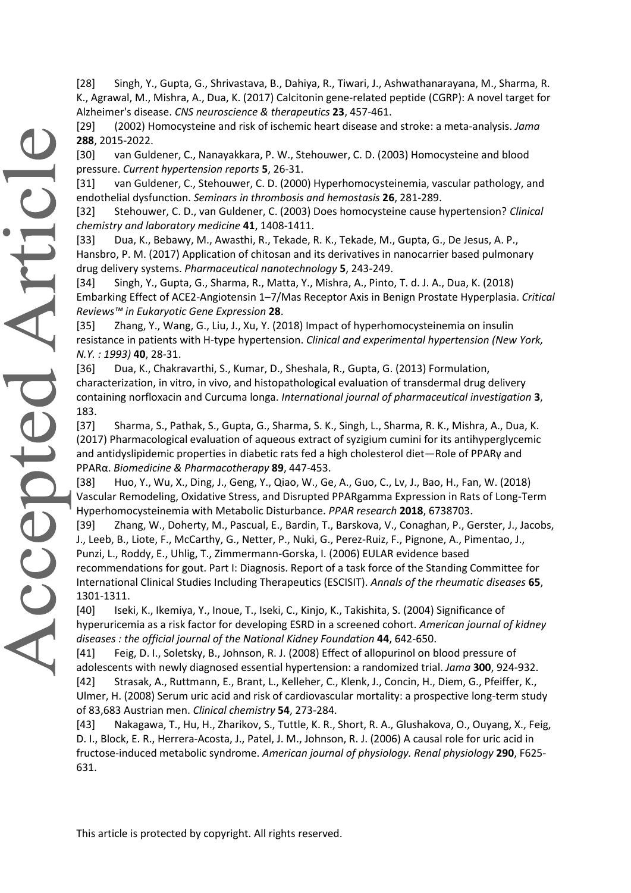[28] Singh, Y., Gupta, G., Shrivastava, B., Dahiya, R., Tiwari, J., Ashwathanarayana, M., Sharma, R. K., Agrawal, M., Mishra, A., Dua, K. (2017) Calcitonin gene-related peptide (CGRP): A novel target for Alzheimer's disease. *CNS neuroscience & therapeutics* **23**, 457-461.

[29] (2002) Homocysteine and risk of ischemic heart disease and stroke: a meta-analysis. *Jama* **288**, 2015-2022.

[30] van Guldener, C., Nanayakkara, P. W., Stehouwer, C. D. (2003) Homocysteine and blood pressure. *Current hypertension reports* **5**, 26-31.

[31] van Guldener, C., Stehouwer, C. D. (2000) Hyperhomocysteinemia, vascular pathology, and endothelial dysfunction. *Seminars in thrombosis and hemostasis* **26**, 281-289.

[32] Stehouwer, C. D., van Guldener, C. (2003) Does homocysteine cause hypertension? *Clinical chemistry and laboratory medicine* **41**, 1408-1411.

[33] Dua, K., Bebawy, M., Awasthi, R., Tekade, R. K., Tekade, M., Gupta, G., De Jesus, A. P., Hansbro, P. M. (2017) Application of chitosan and its derivatives in nanocarrier based pulmonary drug delivery systems. *Pharmaceutical nanotechnology* **5**, 243-249.

[34] Singh, Y., Gupta, G., Sharma, R., Matta, Y., Mishra, A., Pinto, T. d. J. A., Dua, K. (2018) Embarking Effect of ACE2-Angiotensin 1–7/Mas Receptor Axis in Benign Prostate Hyperplasia. *Critical Reviews™ in Eukaryotic Gene Expression* **28**.

[35] Zhang, Y., Wang, G., Liu, J., Xu, Y. (2018) Impact of hyperhomocysteinemia on insulin resistance in patients with H-type hypertension. *Clinical and experimental hypertension (New York, N.Y. : 1993)* **40**, 28-31.

[36] Dua, K., Chakravarthi, S., Kumar, D., Sheshala, R., Gupta, G. (2013) Formulation, characterization, in vitro, in vivo, and histopathological evaluation of transdermal drug delivery containing norfloxacin and Curcuma longa. *International journal of pharmaceutical investigation* **3**, 183.

[37] Sharma, S., Pathak, S., Gupta, G., Sharma, S. K., Singh, L., Sharma, R. K., Mishra, A., Dua, K. (2017) Pharmacological evaluation of aqueous extract of syzigium cumini for its antihyperglycemic and antidyslipidemic properties in diabetic rats fed a high cholesterol diet—Role of PPARγ and PPARα. *Biomedicine & Pharmacotherapy* **89**, 447-453.

[38] Huo, Y., Wu, X., Ding, J., Geng, Y., Qiao, W., Ge, A., Guo, C., Lv, J., Bao, H., Fan, W. (2018) Vascular Remodeling, Oxidative Stress, and Disrupted PPARgamma Expression in Rats of Long-Term Hyperhomocysteinemia with Metabolic Disturbance. *PPAR research* **2018**, 6738703.

[39] Zhang, W., Doherty, M., Pascual, E., Bardin, T., Barskova, V., Conaghan, P., Gerster, J., Jacobs, J., Leeb, B., Liote, F., McCarthy, G., Netter, P., Nuki, G., Perez-Ruiz, F., Pignone, A., Pimentao, J., Punzi, L., Roddy, E., Uhlig, T., Zimmermann-Gorska, I. (2006) EULAR evidence based recommendations for gout. Part I: Diagnosis. Report of a task force of the Standing Committee for International Clinical Studies Including Therapeutics (ESCISIT). *Annals of the rheumatic diseases* **65**, 1301-1311.

[40] Iseki, K., Ikemiya, Y., Inoue, T., Iseki, C., Kinjo, K., Takishita, S. (2004) Significance of hyperuricemia as a risk factor for developing ESRD in a screened cohort. *American journal of kidney diseases : the official journal of the National Kidney Foundation* **44**, 642-650.

[41] Feig, D. I., Soletsky, B., Johnson, R. J. (2008) Effect of allopurinol on blood pressure of adolescents with newly diagnosed essential hypertension: a randomized trial. *Jama* **300**, 924-932.

[42] Strasak, A., Ruttmann, E., Brant, L., Kelleher, C., Klenk, J., Concin, H., Diem, G., Pfeiffer, K., Ulmer, H. (2008) Serum uric acid and risk of cardiovascular mortality: a prospective long-term study of 83,683 Austrian men. *Clinical chemistry* **54**, 273-284.

[43] Nakagawa, T., Hu, H., Zharikov, S., Tuttle, K. R., Short, R. A., Glushakova, O., Ouyang, X., Feig, D. I., Block, E. R., Herrera-Acosta, J., Patel, J. M., Johnson, R. J. (2006) A causal role for uric acid in fructose-induced metabolic syndrome. *American journal of physiology. Renal physiology* **290**, F625-631.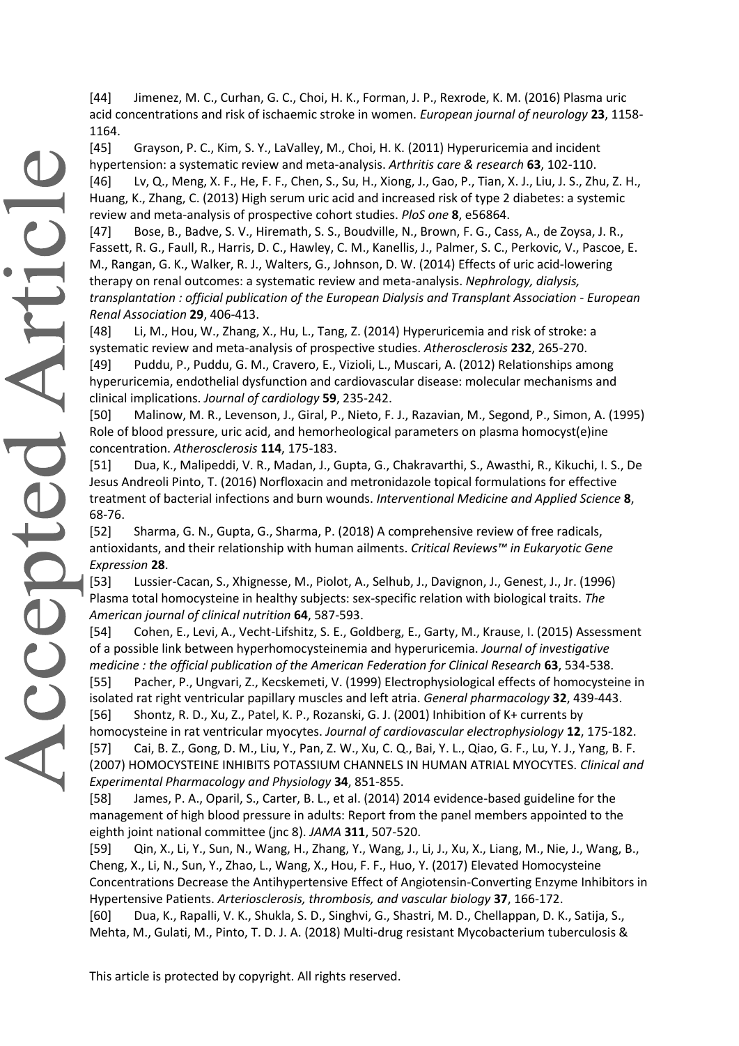[44] Jimenez, M. C., Curhan, G. C., Choi, H. K., Forman, J. P., Rexrode, K. M. (2016) Plasma uric acid concentrations and risk of ischaemic stroke in women. *European journal of neurology* **23**, 1158-1164.

[45] Grayson, P. C., Kim, S. Y., LaValley, M., Choi, H. K. (2011) Hyperuricemia and incident hypertension: a systematic review and meta-analysis. *Arthritis care & research* **63**, 102-110.

[46] Lv, Q., Meng, X. F., He, F. F., Chen, S., Su, H., Xiong, J., Gao, P., Tian, X. J., Liu, J. S., Zhu, Z. H., Huang, K., Zhang, C. (2013) High serum uric acid and increased risk of type 2 diabetes: a systemic review and meta-analysis of prospective cohort studies. *PloS one* **8**, e56864.

[47] Bose, B., Badve, S. V., Hiremath, S. S., Boudville, N., Brown, F. G., Cass, A., de Zoysa, J. R., Fassett, R. G., Faull, R., Harris, D. C., Hawley, C. M., Kanellis, J., Palmer, S. C., Perkovic, V., Pascoe, E. M., Rangan, G. K., Walker, R. J., Walters, G., Johnson, D. W. (2014) Effects of uric acid-lowering therapy on renal outcomes: a systematic review and meta-analysis. *Nephrology, dialysis, transplantation : official publication of the European Dialysis and Transplant Association - European Renal Association* **29**, 406-413.

[48] Li, M., Hou, W., Zhang, X., Hu, L., Tang, Z. (2014) Hyperuricemia and risk of stroke: a systematic review and meta-analysis of prospective studies. *Atherosclerosis* **232**, 265-270.

[49] Puddu, P., Puddu, G. M., Cravero, E., Vizioli, L., Muscari, A. (2012) Relationships among hyperuricemia, endothelial dysfunction and cardiovascular disease: molecular mechanisms and clinical implications. *Journal of cardiology* **59**, 235-242.

[50] Malinow, M. R., Levenson, J., Giral, P., Nieto, F. J., Razavian, M., Segond, P., Simon, A. (1995) Role of blood pressure, uric acid, and hemorheological parameters on plasma homocyst(e)ine concentration. *Atherosclerosis* **114**, 175-183.

[51] Dua, K., Malipeddi, V. R., Madan, J., Gupta, G., Chakravarthi, S., Awasthi, R., Kikuchi, I. S., De Jesus Andreoli Pinto, T. (2016) Norfloxacin and metronidazole topical formulations for effective treatment of bacterial infections and burn wounds. *Interventional Medicine and Applied Science* **8**, 68-76.

[52] Sharma, G. N., Gupta, G., Sharma, P. (2018) A comprehensive review of free radicals, antioxidants, and their relationship with human ailments. *Critical Reviews™ in Eukaryotic Gene Expression* **28**.

[53] Lussier-Cacan, S., Xhignesse, M., Piolot, A., Selhub, J., Davignon, J., Genest, J., Jr. (1996) Plasma total homocysteine in healthy subjects: sex-specific relation with biological traits. *The American journal of clinical nutrition* **64**, 587-593.

[54] Cohen, E., Levi, A., Vecht-Lifshitz, S. E., Goldberg, E., Garty, M., Krause, I. (2015) Assessment of a possible link between hyperhomocysteinemia and hyperuricemia. *Journal of investigative medicine : the official publication of the American Federation for Clinical Research* **63**, 534-538.

[55] Pacher, P., Ungvari, Z., Kecskemeti, V. (1999) Electrophysiological effects of homocysteine in isolated rat right ventricular papillary muscles and left atria. *General pharmacology* **32**, 439-443.

[56] Shontz, R. D., Xu, Z., Patel, K. P., Rozanski, G. J. (2001) Inhibition of K+ currents by homocysteine in rat ventricular myocytes. *Journal of cardiovascular electrophysiology* **12**, 175-182.

[57] Cai, B. Z., Gong, D. M., Liu, Y., Pan, Z. W., Xu, C. Q., Bai, Y. L., Qiao, G. F., Lu, Y. J., Yang, B. F. (2007) HOMOCYSTEINE INHIBITS POTASSIUM CHANNELS IN HUMAN ATRIAL MYOCYTES. *Clinical and Experimental Pharmacology and Physiology* **34**, 851-855.

[58] James, P. A., Oparil, S., Carter, B. L., et al. (2014) 2014 evidence-based guideline for the management of high blood pressure in adults: Report from the panel members appointed to the eighth joint national committee (jnc 8). *JAMA* **311**, 507-520.

[59] Qin, X., Li, Y., Sun, N., Wang, H., Zhang, Y., Wang, J., Li, J., Xu, X., Liang, M., Nie, J., Wang, B., Cheng, X., Li, N., Sun, Y., Zhao, L., Wang, X., Hou, F. F., Huo, Y. (2017) Elevated Homocysteine Concentrations Decrease the Antihypertensive Effect of Angiotensin-Converting Enzyme Inhibitors in Hypertensive Patients. *Arteriosclerosis, thrombosis, and vascular biology* **37**, 166-172.

[60] Dua, K., Rapalli, V. K., Shukla, S. D., Singhvi, G., Shastri, M. D., Chellappan, D. K., Satija, S., Mehta, M., Gulati, M., Pinto, T. D. J. A. (2018) Multi-drug resistant Mycobacterium tuberculosis &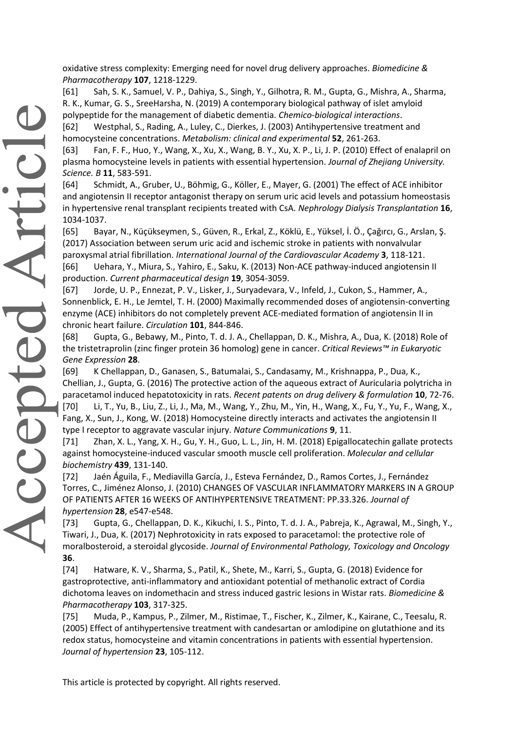oxidative stress complexity: Emerging need for novel drug delivery approaches. *Biomedicine & Pharmacotherapy* **107**, 1218-1229.

[61] Sah, S. K., Samuel, V. P., Dahiya, S., Singh, Y., Gilhotra, R. M., Gupta, G., Mishra, A., Sharma, R. K., Kumar, G. S., SreeHarsha, N. (2019) A contemporary biological pathway of islet amyloid polypeptide for the management of diabetic dementia. *Chemico-biological interactions*.

[62] Westphal, S., Rading, A., Luley, C., Dierkes, J. (2003) Antihypertensive treatment and homocysteine concentrations. *Metabolism: clinical and experimental* **52**, 261-263.

[63] Fan, F. F., Huo, Y., Wang, X., Xu, X., Wang, B. Y., Xu, X. P., Li, J. P. (2010) Effect of enalapril on plasma homocysteine levels in patients with essential hypertension. *Journal of Zhejiang University. Science. B* **11**, 583-591.

[64] Schmidt, A., Gruber, U., Böhmig, G., Köller, E., Mayer, G. (2001) The effect of ACE inhibitor and angiotensin II receptor antagonist therapy on serum uric acid levels and potassium homeostasis in hypertensive renal transplant recipients treated with CsA. *Nephrology Dialysis Transplantation* **16**, 1034-1037.

[65] Bayar, N., Küçükseymen, S., Güven, R., Erkal, Z., Köklü, E., Yüksel, İ. Ö., Çağırcı, G., Arslan, Ş. (2017) Association between serum uric acid and ischemic stroke in patients with nonvalvular paroxysmal atrial fibrillation. *International Journal of the Cardiovascular Academy* **3**, 118-121.

[66] Uehara, Y., Miura, S., Yahiro, E., Saku, K. (2013) Non-ACE pathway-induced angiotensin II production. *Current pharmaceutical design* **19**, 3054-3059.

[67] Jorde, U. P., Ennezat, P. V., Lisker, J., Suryadevara, V., Infeld, J., Cukon, S., Hammer, A., Sonnenblick, E. H., Le Jemtel, T. H. (2000) Maximally recommended doses of angiotensin-converting enzyme (ACE) inhibitors do not completely prevent ACE-mediated formation of angiotensin II in chronic heart failure. *Circulation* **101**, 844-846.

[68] Gupta, G., Bebawy, M., Pinto, T. d. J. A., Chellappan, D. K., Mishra, A., Dua, K. (2018) Role of the tristetraprolin (zinc finger protein 36 homolog) gene in cancer. *Critical Reviews™ in Eukaryotic Gene Expression* **28**.

[69] K Chellappan, D., Ganasen, S., Batumalai, S., Candasamy, M., Krishnappa, P., Dua, K., Chellian, J., Gupta, G. (2016) The protective action of the aqueous extract of Auricularia polytricha in paracetamol induced hepatotoxicity in rats. *Recent patents on drug delivery & formulation* **10**, 72-76.

[70] Li, T., Yu, B., Liu, Z., Li, J., Ma, M., Wang, Y., Zhu, M., Yin, H., Wang, X., Fu, Y., Yu, F., Wang, X., Fang, X., Sun, J., Kong, W. (2018) Homocysteine directly interacts and activates the angiotensin II type I receptor to aggravate vascular injury. *Nature Communications* **9**, 11.

[71] Zhan, X. L., Yang, X. H., Gu, Y. H., Guo, L. L., Jin, H. M. (2018) Epigallocatechin gallate protects against homocysteine-induced vascular smooth muscle cell proliferation. *Molecular and cellular biochemistry* **439**, 131-140.

[72] Jaén Águila, F., Mediavilla García, J., Esteva Fernández, D., Ramos Cortes, J., Fernández Torres, C., Jiménez Alonso, J. (2010) CHANGES OF VASCULAR INFLAMMATORY MARKERS IN A GROUP OF PATIENTS AFTER 16 WEEKS OF ANTIHYPERTENSIVE TREATMENT: PP.33.326. *Journal of hypertension* **28**, e547-e548.

[73] Gupta, G., Chellappan, D. K., Kikuchi, I. S., Pinto, T. d. J. A., Pabreja, K., Agrawal, M., Singh, Y., Tiwari, J., Dua, K. (2017) Nephrotoxicity in rats exposed to paracetamol: the protective role of moralbosteroid, a steroidal glycoside. *Journal of Environmental Pathology, Toxicology and Oncology* **36**.

[74] Hatware, K. V., Sharma, S., Patil, K., Shete, M., Karri, S., Gupta, G. (2018) Evidence for gastroprotective, anti-inflammatory and antioxidant potential of methanolic extract of Cordia dichotoma leaves on indomethacin and stress induced gastric lesions in Wistar rats. *Biomedicine & Pharmacotherapy* **103**, 317-325.

[75] Muda, P., Kampus, P., Zilmer, M., Ristimae, T., Fischer, K., Zilmer, K., Kairane, C., Teesalu, R. (2005) Effect of antihypertensive treatment with candesartan or amlodipine on glutathione and its redox status, homocysteine and vitamin concentrations in patients with essential hypertension. *Journal of hypertension* **23**, 105-112.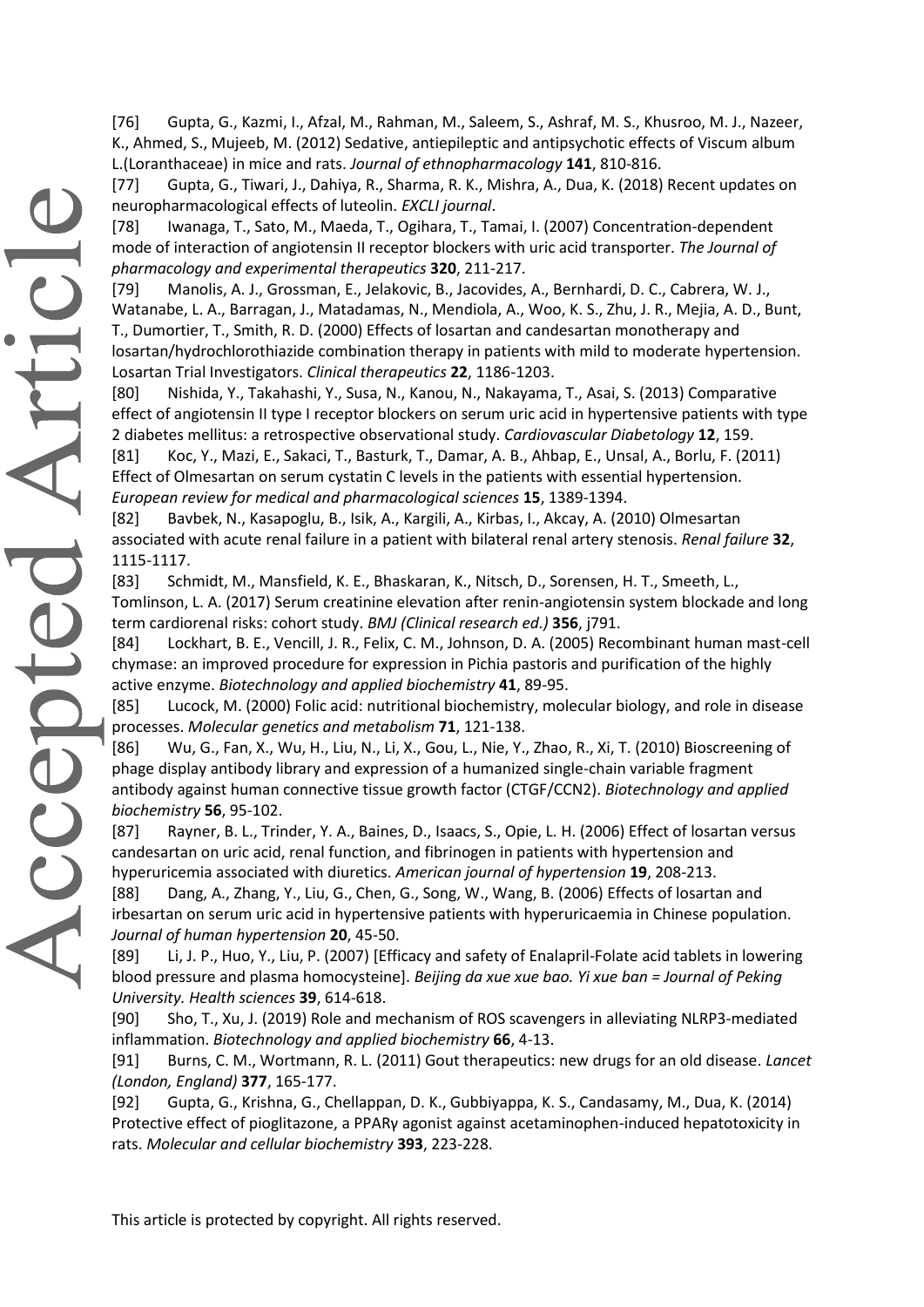[76] Gupta, G., Kazmi, I., Afzal, M., Rahman, M., Saleem, S., Ashraf, M. S., Khusroo, M. J., Nazeer, K., Ahmed, S., Mujeeb, M. (2012) Sedative, antiepileptic and antipsychotic effects of Viscum album L.(Loranthaceae) in mice and rats. *Journal of ethnopharmacology* **141**, 810-816.

[77] Gupta, G., Tiwari, J., Dahiya, R., Sharma, R. K., Mishra, A., Dua, K. (2018) Recent updates on neuropharmacological effects of luteolin. *EXCLI journal*.

[78] Iwanaga, T., Sato, M., Maeda, T., Ogihara, T., Tamai, I. (2007) Concentration-dependent mode of interaction of angiotensin II receptor blockers with uric acid transporter. *The Journal of pharmacology and experimental therapeutics* **320**, 211-217.

[79] Manolis, A. J., Grossman, E., Jelakovic, B., Jacovides, A., Bernhardi, D. C., Cabrera, W. J., Watanabe, L. A., Barragan, J., Matadamas, N., Mendiola, A., Woo, K. S., Zhu, J. R., Mejia, A. D., Bunt, T., Dumortier, T., Smith, R. D. (2000) Effects of losartan and candesartan monotherapy and losartan/hydrochlorothiazide combination therapy in patients with mild to moderate hypertension. Losartan Trial Investigators. *Clinical therapeutics* **22**, 1186-1203.

[80] Nishida, Y., Takahashi, Y., Susa, N., Kanou, N., Nakayama, T., Asai, S. (2013) Comparative effect of angiotensin II type I receptor blockers on serum uric acid in hypertensive patients with type 2 diabetes mellitus: a retrospective observational study. *Cardiovascular Diabetology* **12**, 159.

[81] Koc, Y., Mazi, E., Sakaci, T., Basturk, T., Damar, A. B., Ahbap, E., Unsal, A., Borlu, F. (2011) Effect of Olmesartan on serum cystatin C levels in the patients with essential hypertension. *European review for medical and pharmacological sciences* **15**, 1389-1394.

[82] Bavbek, N., Kasapoglu, B., Isik, A., Kargili, A., Kirbas, I., Akcay, A. (2010) Olmesartan associated with acute renal failure in a patient with bilateral renal artery stenosis. *Renal failure* **32**, 1115-1117.

[83] Schmidt, M., Mansfield, K. E., Bhaskaran, K., Nitsch, D., Sorensen, H. T., Smeeth, L., Tomlinson, L. A. (2017) Serum creatinine elevation after renin-angiotensin system blockade and long term cardiorenal risks: cohort study. *BMJ (Clinical research ed.)* **356**, j791.

[84] Lockhart, B. E., Vencill, J. R., Felix, C. M., Johnson, D. A. (2005) Recombinant human mast-cell chymase: an improved procedure for expression in Pichia pastoris and purification of the highly active enzyme. *Biotechnology and applied biochemistry* **41**, 89-95.

[85] Lucock, M. (2000) Folic acid: nutritional biochemistry, molecular biology, and role in disease processes. *Molecular genetics and metabolism* **71**, 121-138.

[86] Wu, G., Fan, X., Wu, H., Liu, N., Li, X., Gou, L., Nie, Y., Zhao, R., Xi, T. (2010) Bioscreening of phage display antibody library and expression of a humanized single-chain variable fragment antibody against human connective tissue growth factor (CTGF/CCN2). *Biotechnology and applied biochemistry* **56**, 95-102.

[87] Rayner, B. L., Trinder, Y. A., Baines, D., Isaacs, S., Opie, L. H. (2006) Effect of losartan versus candesartan on uric acid, renal function, and fibrinogen in patients with hypertension and hyperuricemia associated with diuretics. *American journal of hypertension* **19**, 208-213.

[88] Dang, A., Zhang, Y., Liu, G., Chen, G., Song, W., Wang, B. (2006) Effects of losartan and irbesartan on serum uric acid in hypertensive patients with hyperuricaemia in Chinese population. *Journal of human hypertension* **20**, 45-50.

[89] Li, J. P., Huo, Y., Liu, P. (2007) [Efficacy and safety of Enalapril-Folate acid tablets in lowering blood pressure and plasma homocysteine]. *Beijing da xue xue bao. Yi xue ban = Journal of Peking University. Health sciences* **39**, 614-618.

[90] Sho, T., Xu, J. (2019) Role and mechanism of ROS scavengers in alleviating NLRP3-mediated inflammation. *Biotechnology and applied biochemistry* **66**, 4-13.

[91] Burns, C. M., Wortmann, R. L. (2011) Gout therapeutics: new drugs for an old disease. *Lancet (London, England)* **377**, 165-177.

[92] Gupta, G., Krishna, G., Chellappan, D. K., Gubbiyappa, K. S., Candasamy, M., Dua, K. (2014) Protective effect of pioglitazone, a PPARγ agonist against acetaminophen-induced hepatotoxicity in rats. *Molecular and cellular biochemistry* **393**, 223-228.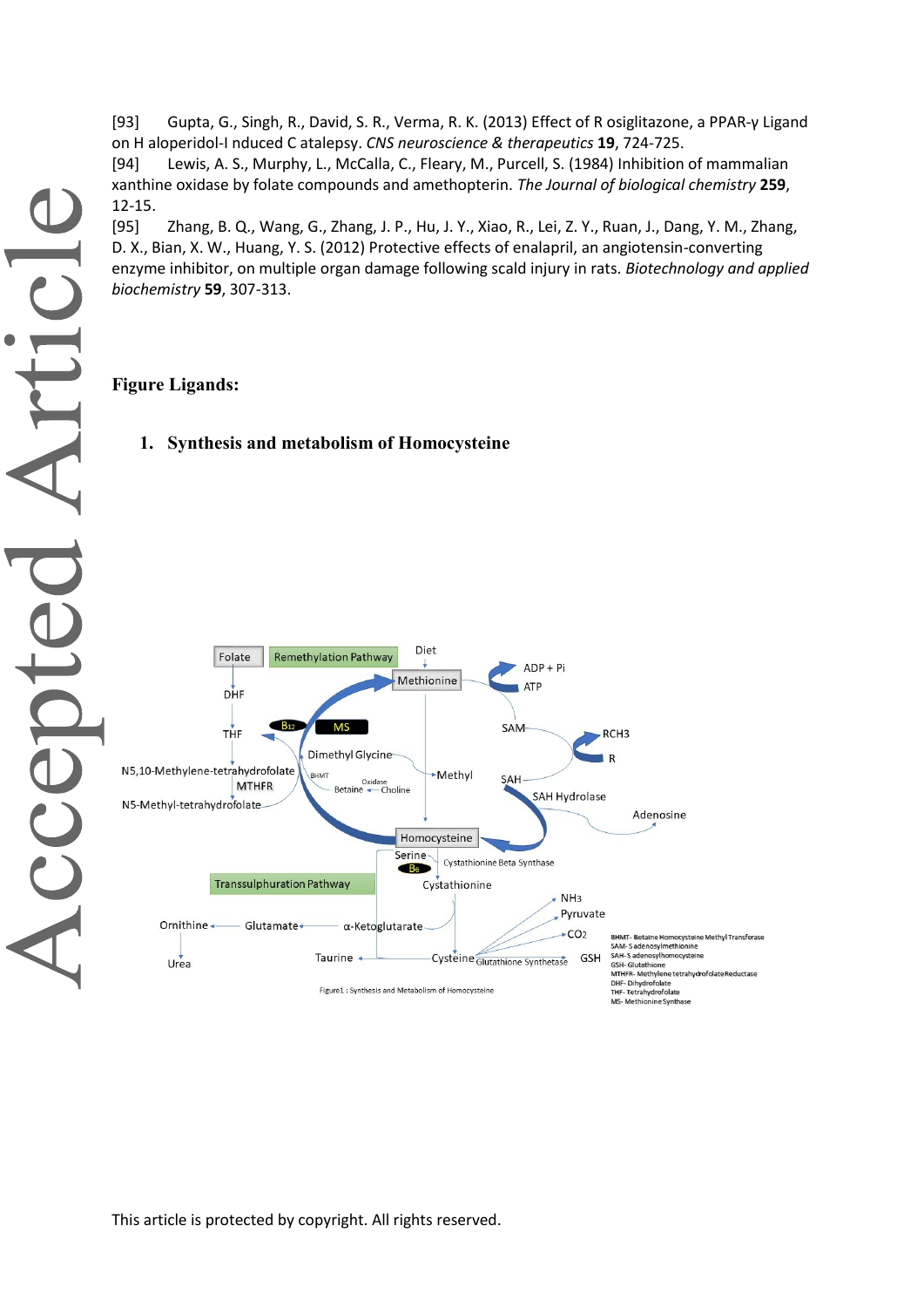[93] Gupta, G., Singh, R., David, S. R., Verma, R. K. (2013) Effect of R osiglitazone, a PPAR-γ Ligand on H aloperidol-I nduced C atalepsy. *CNS neuroscience & therapeutics* **19**, 724-725.

[94] Lewis, A. S., Murphy, L., McCalla, C., Fleary, M., Purcell, S. (1984) Inhibition of mammalian xanthine oxidase by folate compounds and amethopterin. *The Journal of biological chemistry* **259**, 12-15.

[95] Zhang, B. Q., Wang, G., Zhang, J. P., Hu, J. Y., Xiao, R., Lei, Z. Y., Ruan, J., Dang, Y. M., Zhang, D. X., Bian, X. W., Huang, Y. S. (2012) Protective effects of enalapril, an angiotensin-converting enzyme inhibitor, on multiple organ damage following scald injury in rats. *Biotechnology and applied biochemistry* **59**, 307-313.

## Figure Ligands:

1. **Synthesis and metabolism of Homocysteine**

Folate
Remethylation Pathway
Diet
Methionine
ADP + Pi
ATP
DHF
THF
$B_{12}$
MS
SAM
RCH3
R
Dimethyl Glycine
N5,10-Methylene-tetrahydrofolate
BHMT
Methyl
MTHFR
Oxidase
Betaine
Choline
SAH
N5-Methyl-tetrahydrofolate
SAH Hydrolase
Adenosine
Homocysteine
Serine
$B_6$
Cystathionine Beta Synthase
Transsulphuration Pathway
Cystathionine
$NH_3$
Pyruvate
Ornithine
Glutamate
α-Ketoglutarate
$CO_2$
Urea
Taurine
Cysteine
Glutathione Synthetase
GSH

BHMT- Betaine Homocysteine Methyl Transferase
SAM- S adenosylmethionine
SAH- S adenosylhomocysteine
GSH- Glutathione
MTHFR- Methylene tetrahydrofolate Reductase
DHF- Dihydrofolate
THF- Tetrahydrofolate
MS- Methionine Synthase

Figure1 : Synthesis and Metabolism of Homocysteine